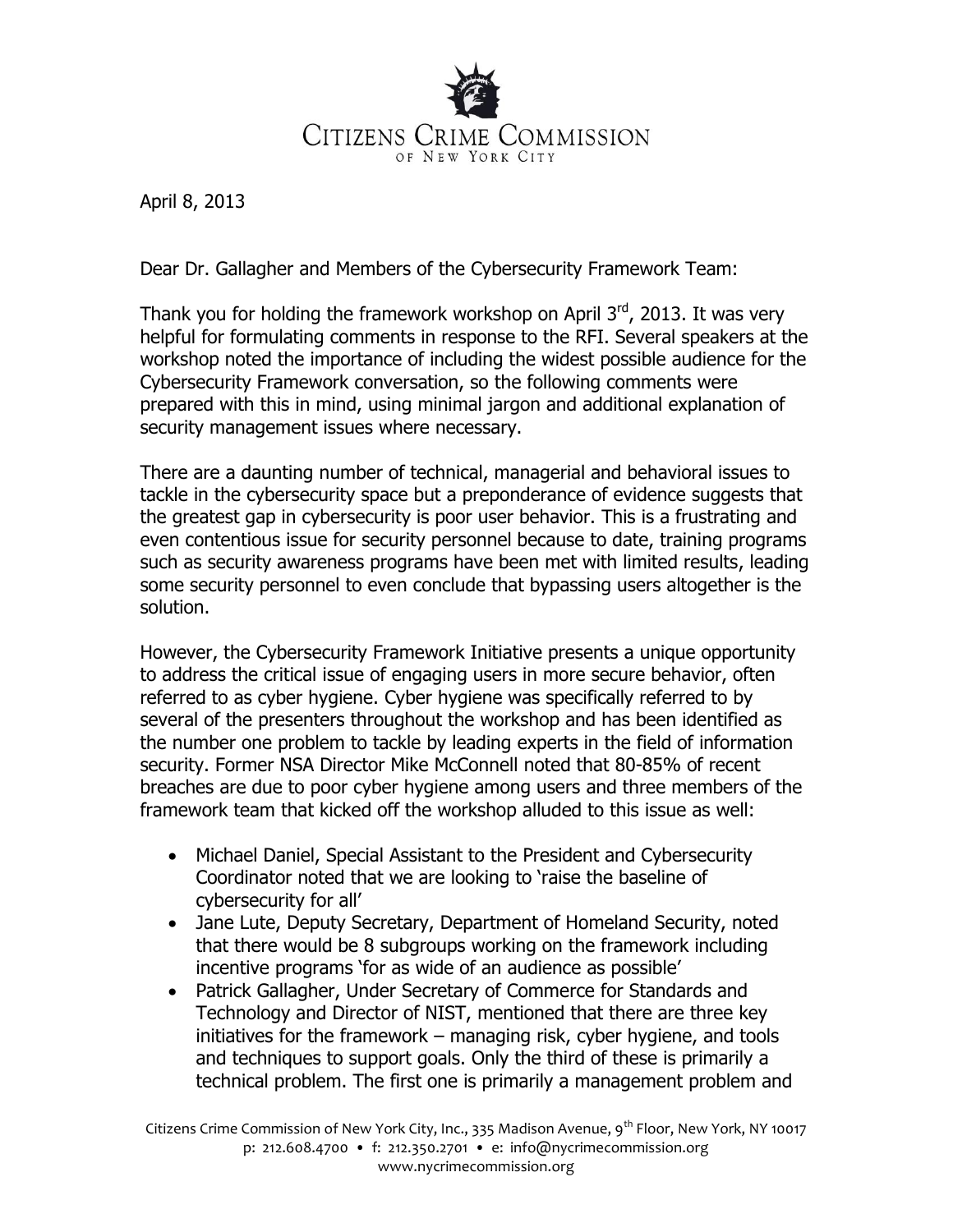CITIZENS CRIME COMMISSION
OF NEW YORK CITY

April 8, 2013

Dear Dr. Gallagher and Members of the Cybersecurity Framework Team:

Thank you for holding the framework workshop on April 3rd, 2013. It was very helpful for formulating comments in response to the RFI. Several speakers at the workshop noted the importance of including the widest possible audience for the Cybersecurity Framework conversation, so the following comments were prepared with this in mind, using minimal jargon and additional explanation of security management issues where necessary.

There are a daunting number of technical, managerial and behavioral issues to tackle in the cybersecurity space but a preponderance of evidence suggests that the greatest gap in cybersecurity is poor user behavior. This is a frustrating and even contentious issue for security personnel because to date, training programs such as security awareness programs have been met with limited results, leading some security personnel to even conclude that bypassing users altogether is the solution.

However, the Cybersecurity Framework Initiative presents a unique opportunity to address the critical issue of engaging users in more secure behavior, often referred to as cyber hygiene. Cyber hygiene was specifically referred to by several of the presenters throughout the workshop and has been identified as the number one problem to tackle by leading experts in the field of information security. Former NSA Director Mike McConnell noted that 80-85% of recent breaches are due to poor cyber hygiene among users and three members of the framework team that kicked off the workshop alluded to this issue as well:

- Michael Daniel, Special Assistant to the President and Cybersecurity Coordinator noted that we are looking to 'raise the baseline of cybersecurity for all'
- Jane Lute, Deputy Secretary, Department of Homeland Security, noted that there would be 8 subgroups working on the framework including incentive programs 'for as wide of an audience as possible'
- Patrick Gallagher, Under Secretary of Commerce for Standards and Technology and Director of NIST, mentioned that there are three key initiatives for the framework – managing risk, cyber hygiene, and tools and techniques to support goals. Only the third of these is primarily a technical problem. The first one is primarily a management problem and

Citizens Crime Commission of New York City, Inc., 335 Madison Avenue, 9th Floor, New York, NY 10017
p: 212.608.4700 • f: 212.350.2701 • e: info@nycrimecommission.org
www.nycrimecommission.org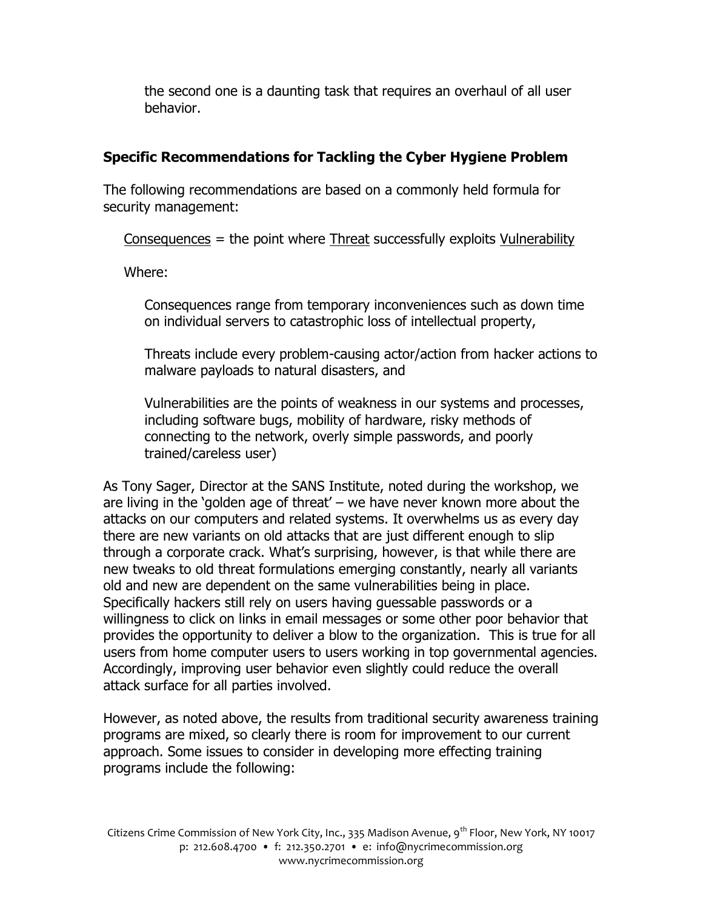the second one is a daunting task that requires an overhaul of all user behavior.

### Specific Recommendations for Tackling the Cyber Hygiene Problem

The following recommendations are based on a commonly held formula for security management:

<u>Consequences</u> = the point where <u>Threat</u> successfully exploits <u>Vulnerability</u>

Where:

Consequences range from temporary inconveniences such as down time on individual servers to catastrophic loss of intellectual property,

Threats include every problem-causing actor/action from hacker actions to malware payloads to natural disasters, and

Vulnerabilities are the points of weakness in our systems and processes, including software bugs, mobility of hardware, risky methods of connecting to the network, overly simple passwords, and poorly trained/careless user)

As Tony Sager, Director at the SANS Institute, noted during the workshop, we are living in the 'golden age of threat' – we have never known more about the attacks on our computers and related systems. It overwhelms us as every day there are new variants on old attacks that are just different enough to slip through a corporate crack. What's surprising, however, is that while there are new tweaks to old threat formulations emerging constantly, nearly all variants old and new are dependent on the same vulnerabilities being in place. Specifically hackers still rely on users having guessable passwords or a willingness to click on links in email messages or some other poor behavior that provides the opportunity to deliver a blow to the organization. This is true for all users from home computer users to users working in top governmental agencies. Accordingly, improving user behavior even slightly could reduce the overall attack surface for all parties involved.

However, as noted above, the results from traditional security awareness training programs are mixed, so clearly there is room for improvement to our current approach. Some issues to consider in developing more effecting training programs include the following: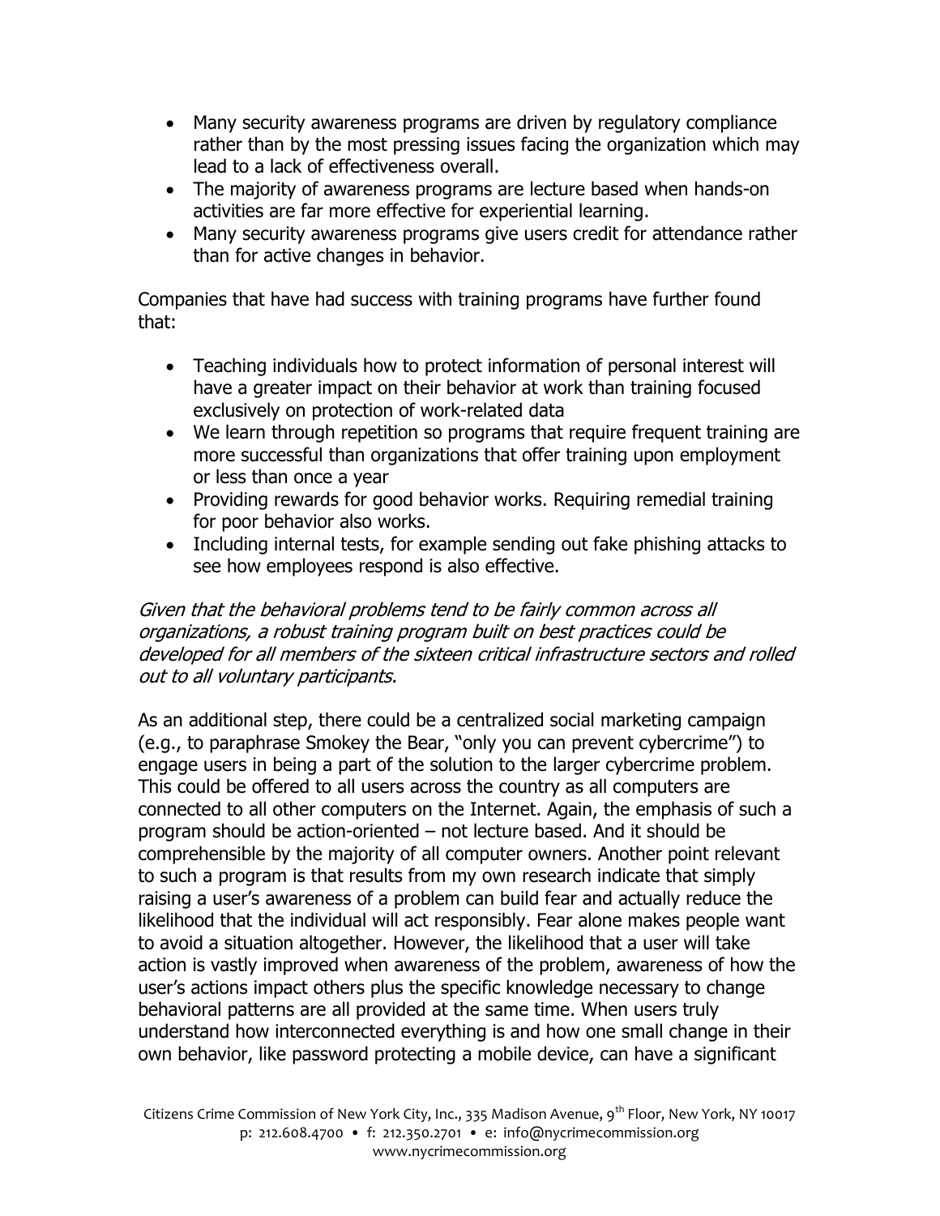- Many security awareness programs are driven by regulatory compliance rather than by the most pressing issues facing the organization which may lead to a lack of effectiveness overall.
- The majority of awareness programs are lecture based when hands-on activities are far more effective for experiential learning.
- Many security awareness programs give users credit for attendance rather than for active changes in behavior.

Companies that have had success with training programs have further found that:

- Teaching individuals how to protect information of personal interest will have a greater impact on their behavior at work than training focused exclusively on protection of work-related data
- We learn through repetition so programs that require frequent training are more successful than organizations that offer training upon employment or less than once a year
- Providing rewards for good behavior works. Requiring remedial training for poor behavior also works.
- Including internal tests, for example sending out fake phishing attacks to see how employees respond is also effective.

*Given that the behavioral problems tend to be fairly common across all organizations, a robust training program built on best practices could be developed for all members of the sixteen critical infrastructure sectors and rolled out to all voluntary participants.*

As an additional step, there could be a centralized social marketing campaign (e.g., to paraphrase Smokey the Bear, "only you can prevent cybercrime") to engage users in being a part of the solution to the larger cybercrime problem. This could be offered to all users across the country as all computers are connected to all other computers on the Internet. Again, the emphasis of such a program should be action-oriented – not lecture based. And it should be comprehensible by the majority of all computer owners. Another point relevant to such a program is that results from my own research indicate that simply raising a user's awareness of a problem can build fear and actually reduce the likelihood that the individual will act responsibly. Fear alone makes people want to avoid a situation altogether. However, the likelihood that a user will take action is vastly improved when awareness of the problem, awareness of how the user's actions impact others plus the specific knowledge necessary to change behavioral patterns are all provided at the same time. When users truly understand how interconnected everything is and how one small change in their own behavior, like password protecting a mobile device, can have a significant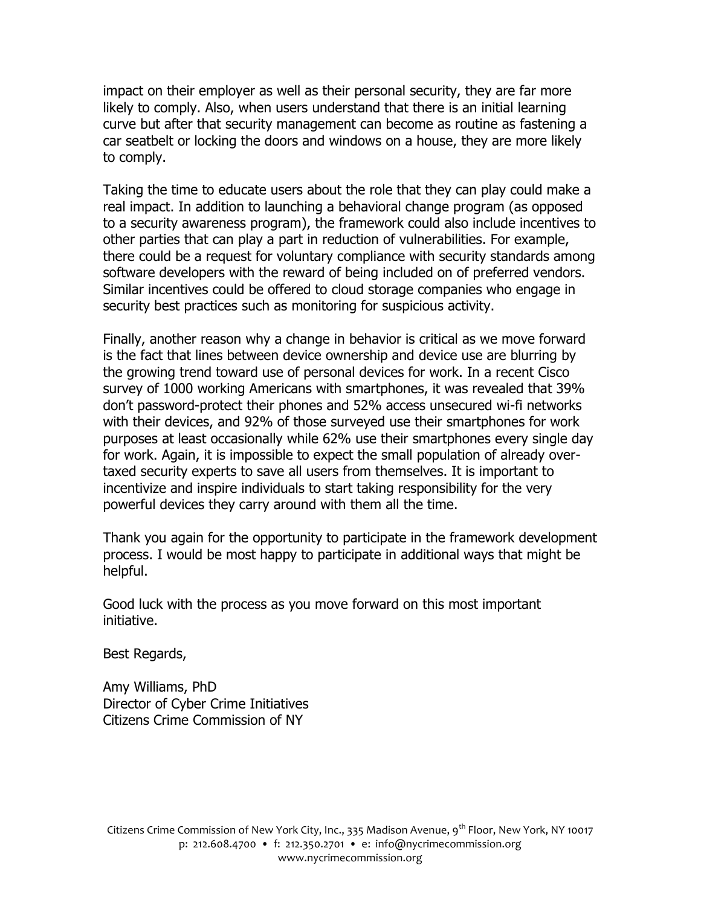impact on their employer as well as their personal security, they are far more likely to comply. Also, when users understand that there is an initial learning curve but after that security management can become as routine as fastening a car seatbelt or locking the doors and windows on a house, they are more likely to comply.

Taking the time to educate users about the role that they can play could make a real impact. In addition to launching a behavioral change program (as opposed to a security awareness program), the framework could also include incentives to other parties that can play a part in reduction of vulnerabilities. For example, there could be a request for voluntary compliance with security standards among software developers with the reward of being included on of preferred vendors. Similar incentives could be offered to cloud storage companies who engage in security best practices such as monitoring for suspicious activity.

Finally, another reason why a change in behavior is critical as we move forward is the fact that lines between device ownership and device use are blurring by the growing trend toward use of personal devices for work. In a recent Cisco survey of 1000 working Americans with smartphones, it was revealed that 39% don't password-protect their phones and 52% access unsecured wi-fi networks with their devices, and 92% of those surveyed use their smartphones for work purposes at least occasionally while 62% use their smartphones every single day for work. Again, it is impossible to expect the small population of already over-taxed security experts to save all users from themselves. It is important to incentivize and inspire individuals to start taking responsibility for the very powerful devices they carry around with them all the time.

Thank you again for the opportunity to participate in the framework development process. I would be most happy to participate in additional ways that might be helpful.

Good luck with the process as you move forward on this most important initiative.

Best Regards,

Amy Williams, PhD
Director of Cyber Crime Initiatives
Citizens Crime Commission of NY

Citizens Crime Commission of New York City, Inc., 335 Madison Avenue, 9th Floor, New York, NY 10017
p: 212.608.4700 • f: 212.350.2701 • e: info@nycrimecommission.org
www.nycrimecommission.org